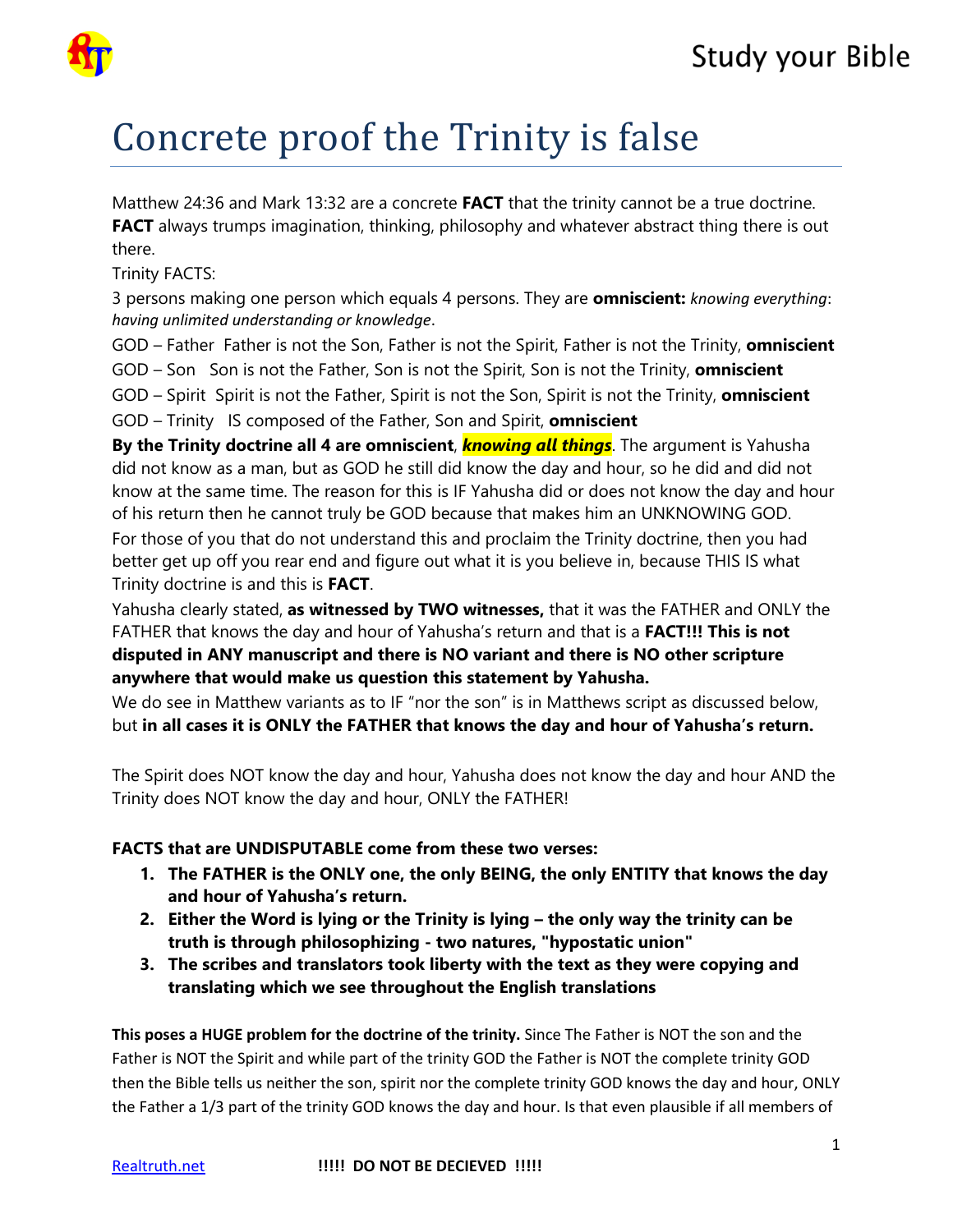# Concrete proof the Trinity is false

Matthew 24:36 and Mark 13:32 are a concrete **FACT** that the trinity cannot be a true doctrine. **FACT** always trumps imagination, thinking, philosophy and whatever abstract thing there is out there.

Trinity FACTS:

3 persons making one person which equals 4 persons. They are **omniscient:** *knowing everything*: *having unlimited understanding or knowledge*.

GOD – Father  Father is not the Son, Father is not the Spirit, Father is not the Trinity, **omniscient**

GOD – Son   Son is not the Father, Son is not the Spirit, Son is not the Trinity, **omniscient**

GOD – Spirit  Spirit is not the Father, Spirit is not the Son, Spirit is not the Trinity, **omniscient**

GOD – Trinity   IS composed of the Father, Son and Spirit, **omniscient**

**By the Trinity doctrine all 4 are omniscient**, ***knowing all things***. The argument is Yahusha did not know as a man, but as GOD he still did know the day and hour, so he did and did not know at the same time. The reason for this is IF Yahusha did or does not know the day and hour of his return then he cannot truly be GOD because that makes him an UNKNOWING GOD.

For those of you that do not understand this and proclaim the Trinity doctrine, then you had better get up off you rear end and figure out what it is you believe in, because THIS IS what Trinity doctrine is and this is **FACT**.

Yahusha clearly stated, **as witnessed by TWO witnesses,** that it was the FATHER and ONLY the FATHER that knows the day and hour of Yahusha's return and that is a **FACT!!! This is not disputed in ANY manuscript and there is NO variant and there is NO other scripture anywhere that would make us question this statement by Yahusha.**

We do see in Matthew variants as to IF "nor the son" is in Matthews script as discussed below, but **in all cases it is ONLY the FATHER that knows the day and hour of Yahusha's return.**

The Spirit does NOT know the day and hour, Yahusha does not know the day and hour AND the Trinity does NOT know the day and hour, ONLY the FATHER!

**FACTS that are UNDISPUTABLE come from these two verses:**

1. **The FATHER is the ONLY one, the only BEING, the only ENTITY that knows the day and hour of Yahusha's return.**
2. **Either the Word is lying or the Trinity is lying – the only way the trinity can be truth is through philosophizing - two natures, "hypostatic union"**
3. **The scribes and translators took liberty with the text as they were copying and translating which we see throughout the English translations**

**This poses a HUGE problem for the doctrine of the trinity.** Since The Father is NOT the son and the Father is NOT the Spirit and while part of the trinity GOD the Father is NOT the complete trinity GOD then the Bible tells us neither the son, spirit nor the complete trinity GOD knows the day and hour, ONLY the Father a 1/3 part of the trinity GOD knows the day and hour. Is that even plausible if all members of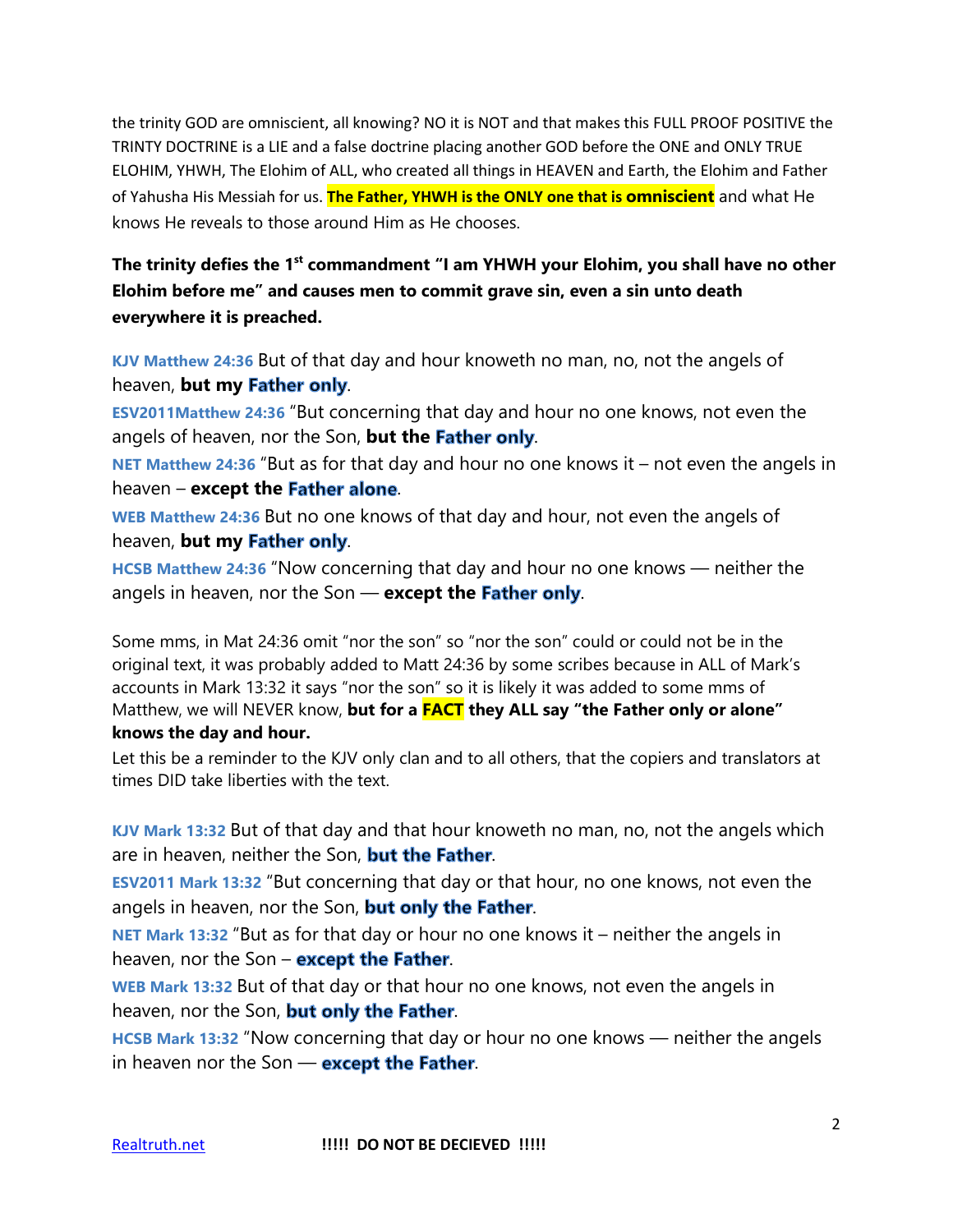the trinity GOD are omniscient, all knowing? NO it is NOT and that makes this FULL PROOF POSITIVE the TRINTY DOCTRINE is a LIE and a false doctrine placing another GOD before the ONE and ONLY TRUE ELOHIM, YHWH, The Elohim of ALL, who created all things in HEAVEN and Earth, the Elohim and Father of Yahusha His Messiah for us. **The Father, YHWH is the ONLY one that is omniscient** and what He knows He reveals to those around Him as He chooses.

**The trinity defies the 1st commandment "I am YHWH your Elohim, you shall have no other Elohim before me" and causes men to commit grave sin, even a sin unto death everywhere it is preached.**

**KJV Matthew 24:36** But of that day and hour knoweth no man, no, not the angels of heaven, **but my Father only**.
**ESV2011Matthew 24:36** "But concerning that day and hour no one knows, not even the angels of heaven, nor the Son, **but the Father only**.
**NET Matthew 24:36** "But as for that day and hour no one knows it – not even the angels in heaven – **except the Father alone**.
**WEB Matthew 24:36** But no one knows of that day and hour, not even the angels of heaven, **but my Father only**.
**HCSB Matthew 24:36** "Now concerning that day and hour no one knows — neither the angels in heaven, nor the Son — **except the Father only**.

Some mms, in Mat 24:36 omit "nor the son" so "nor the son" could or could not be in the original text, it was probably added to Matt 24:36 by some scribes because in ALL of Mark's accounts in Mark 13:32 it says "nor the son" so it is likely it was added to some mms of Matthew, we will NEVER know, **but for a FACT they ALL say "the Father only or alone" knows the day and hour.**
Let this be a reminder to the KJV only clan and to all others, that the copiers and translators at times DID take liberties with the text.

**KJV Mark 13:32** But of that day and that hour knoweth no man, no, not the angels which are in heaven, neither the Son, **but the Father**.
**ESV2011 Mark 13:32** "But concerning that day or that hour, no one knows, not even the angels in heaven, nor the Son, **but only the Father**.
**NET Mark 13:32** "But as for that day or hour no one knows it – neither the angels in heaven, nor the Son – **except the Father**.
**WEB Mark 13:32** But of that day or that hour no one knows, not even the angels in heaven, nor the Son, **but only the Father**.
**HCSB Mark 13:32** "Now concerning that day or hour no one knows — neither the angels in heaven nor the Son — **except the Father**.

Realtruth.net **!!!!! DO NOT BE DECIEVED !!!!!**